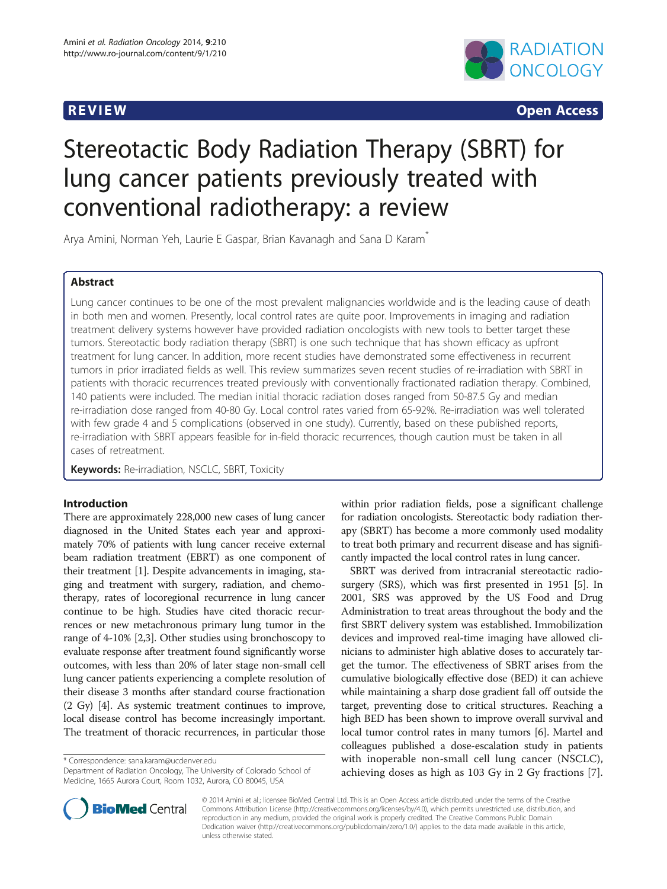REVIEW **Open Access**

# Stereotactic Body Radiation Therapy (SBRT) for lung cancer patients previously treated with conventional radiotherapy: a review

Arya Amini, Norman Yeh, Laurie E Gaspar, Brian Kavanagh and Sana D Karam*

## Abstract

Lung cancer continues to be one of the most prevalent malignancies worldwide and is the leading cause of death in both men and women. Presently, local control rates are quite poor. Improvements in imaging and radiation treatment delivery systems however have provided radiation oncologists with new tools to better target these tumors. Stereotactic body radiation therapy (SBRT) is one such technique that has shown efficacy as upfront treatment for lung cancer. In addition, more recent studies have demonstrated some effectiveness in recurrent tumors in prior irradiated fields as well. This review summarizes seven recent studies of re-irradiation with SBRT in patients with thoracic recurrences treated previously with conventionally fractionated radiation therapy. Combined, 140 patients were included. The median initial thoracic radiation doses ranged from 50-87.5 Gy and median re-irradiation dose ranged from 40-80 Gy. Local control rates varied from 65-92%. Re-irradiation was well tolerated with few grade 4 and 5 complications (observed in one study). Currently, based on these published reports, re-irradiation with SBRT appears feasible for in-field thoracic recurrences, though caution must be taken in all cases of retreatment.

**Keywords:** Re-irradiation, NSCLC, SBRT, Toxicity

## Introduction

There are approximately 228,000 new cases of lung cancer diagnosed in the United States each year and approximately 70% of patients with lung cancer receive external beam radiation treatment (EBRT) as one component of their treatment [1]. Despite advancements in imaging, staging and treatment with surgery, radiation, and chemotherapy, rates of locoregional recurrence in lung cancer continue to be high. Studies have cited thoracic recurrences or new metachronous primary lung tumor in the range of 4-10% [2,3]. Other studies using bronchoscopy to evaluate response after treatment found significantly worse outcomes, with less than 20% of later stage non-small cell lung cancer patients experiencing a complete resolution of their disease 3 months after standard course fractionation (2 Gy) [4]. As systemic treatment continues to improve, local disease control has become increasingly important. The treatment of thoracic recurrences, in particular those within prior radiation fields, pose a significant challenge for radiation oncologists. Stereotactic body radiation therapy (SBRT) has become a more commonly used modality to treat both primary and recurrent disease and has significantly impacted the local control rates in lung cancer.

SBRT was derived from intracranial stereotactic radiosurgery (SRS), which was first presented in 1951 [5]. In 2001, SRS was approved by the US Food and Drug Administration to treat areas throughout the body and the first SBRT delivery system was established. Immobilization devices and improved real-time imaging have allowed clinicians to administer high ablative doses to accurately target the tumor. The effectiveness of SBRT arises from the cumulative biologically effective dose (BED) it can achieve while maintaining a sharp dose gradient fall off outside the target, preventing dose to critical structures. Reaching a high BED has been shown to improve overall survival and local tumor control rates in many tumors [6]. Martel and colleagues published a dose-escalation study in patients with inoperable non-small cell lung cancer (NSCLC), achieving doses as high as 103 Gy in 2 Gy fractions [7].

* Correspondence: sana.karam@ucdenver.edu
Department of Radiation Oncology, The University of Colorado School of Medicine, 1665 Aurora Court, Room 1032, Aurora, CO 80045, USA

© 2014 Amini et al.; licensee BioMed Central Ltd. This is an Open Access article distributed under the terms of the Creative Commons Attribution License (http://creativecommons.org/licenses/by/4.0), which permits unrestricted use, distribution, and reproduction in any medium, provided the original work is properly credited. The Creative Commons Public Domain Dedication waiver (http://creativecommons.org/publicdomain/zero/1.0/) applies to the data made available in this article, unless otherwise stated.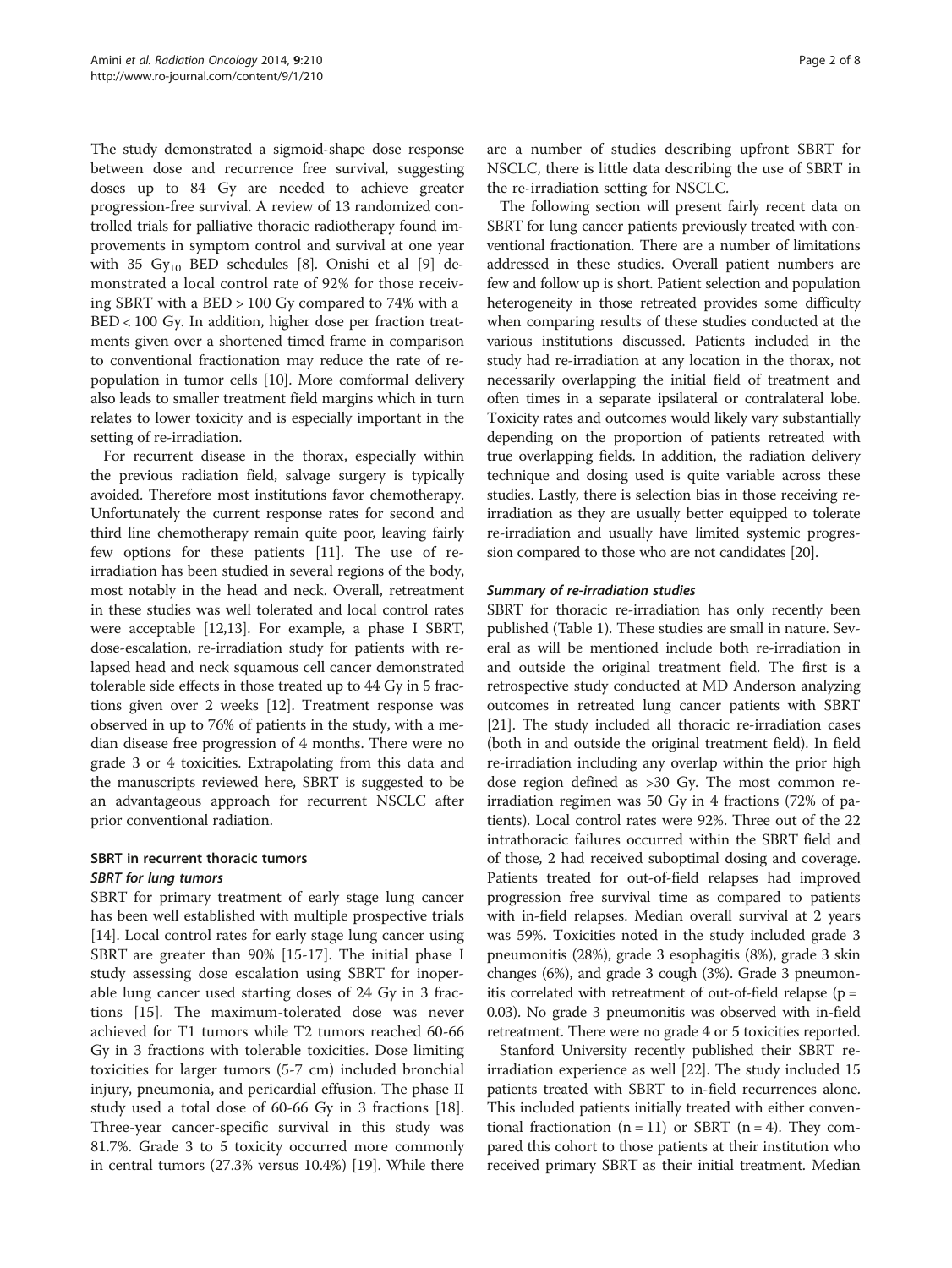The study demonstrated a sigmoid-shape dose response between dose and recurrence free survival, suggesting doses up to 84 Gy are needed to achieve greater progression-free survival. A review of 13 randomized controlled trials for palliative thoracic radiotherapy found improvements in symptom control and survival at one year with 35 $Gy_{10}$ BED schedules [8]. Onishi et al [9] demonstrated a local control rate of 92% for those receiving SBRT with a BED > 100 Gy compared to 74% with a BED < 100 Gy. In addition, higher dose per fraction treatments given over a shortened timed frame in comparison to conventional fractionation may reduce the rate of repopulation in tumor cells [10]. More comformal delivery also leads to smaller treatment field margins which in turn relates to lower toxicity and is especially important in the setting of re-irradiation.

For recurrent disease in the thorax, especially within the previous radiation field, salvage surgery is typically avoided. Therefore most institutions favor chemotherapy. Unfortunately the current response rates for second and third line chemotherapy remain quite poor, leaving fairly few options for these patients [11]. The use of re-irradiation has been studied in several regions of the body, most notably in the head and neck. Overall, retreatment in these studies was well tolerated and local control rates were acceptable [12,13]. For example, a phase I SBRT, dose-escalation, re-irradiation study for patients with relapsed head and neck squamous cell cancer demonstrated tolerable side effects in those treated up to 44 Gy in 5 fractions given over 2 weeks [12]. Treatment response was observed in up to 76% of patients in the study, with a median disease free progression of 4 months. There were no grade 3 or 4 toxicities. Extrapolating from this data and the manuscripts reviewed here, SBRT is suggested to be an advantageous approach for recurrent NSCLC after prior conventional radiation.

## SBRT in recurrent thoracic tumors

### *SBRT for lung tumors*

SBRT for primary treatment of early stage lung cancer has been well established with multiple prospective trials [14]. Local control rates for early stage lung cancer using SBRT are greater than 90% [15-17]. The initial phase I study assessing dose escalation using SBRT for inoperable lung cancer used starting doses of 24 Gy in 3 fractions [15]. The maximum-tolerated dose was never achieved for T1 tumors while T2 tumors reached 60-66 Gy in 3 fractions with tolerable toxicities. Dose limiting toxicities for larger tumors (5-7 cm) included bronchial injury, pneumonia, and pericardial effusion. The phase II study used a total dose of 60-66 Gy in 3 fractions [18]. Three-year cancer-specific survival in this study was 81.7%. Grade 3 to 5 toxicity occurred more commonly in central tumors (27.3% versus 10.4%) [19]. While there are a number of studies describing upfront SBRT for NSCLC, there is little data describing the use of SBRT in the re-irradiation setting for NSCLC.

The following section will present fairly recent data on SBRT for lung cancer patients previously treated with conventional fractionation. There are a number of limitations addressed in these studies. Overall patient numbers are few and follow up is short. Patient selection and population heterogeneity in those retreated provides some difficulty when comparing results of these studies conducted at the various institutions discussed. Patients included in the study had re-irradiation at any location in the thorax, not necessarily overlapping the initial field of treatment and often times in a separate ipsilateral or contralateral lobe. Toxicity rates and outcomes would likely vary substantially depending on the proportion of patients retreated with true overlapping fields. In addition, the radiation delivery technique and dosing used is quite variable across these studies. Lastly, there is selection bias in those receiving re-irradiation as they are usually better equipped to tolerate re-irradiation and usually have limited systemic progression compared to those who are not candidates [20].

### *Summary of re-irradiation studies*

SBRT for thoracic re-irradiation has only recently been published (Table 1). These studies are small in nature. Several as will be mentioned include both re-irradiation in and outside the original treatment field. The first is a retrospective study conducted at MD Anderson analyzing outcomes in retreated lung cancer patients with SBRT [21]. The study included all thoracic re-irradiation cases (both in and outside the original treatment field). In field re-irradiation including any overlap within the prior high dose region defined as >30 Gy. The most common re-irradiation regimen was 50 Gy in 4 fractions (72% of patients). Local control rates were 92%. Three out of the 22 intrathoracic failures occurred within the SBRT field and of those, 2 had received suboptimal dosing and coverage. Patients treated for out-of-field relapses had improved progression free survival time as compared to patients with in-field relapses. Median overall survival at 2 years was 59%. Toxicities noted in the study included grade 3 pneumonitis (28%), grade 3 esophagitis (8%), grade 3 skin changes (6%), and grade 3 cough (3%). Grade 3 pneumonitis correlated with retreatment of out-of-field relapse ($p = 0.03$). No grade 3 pneumonitis was observed with in-field retreatment. There were no grade 4 or 5 toxicities reported.

Stanford University recently published their SBRT re-irradiation experience as well [22]. The study included 15 patients treated with SBRT to in-field recurrences alone. This included patients initially treated with either conventional fractionation ($n = 11$) or SBRT ($n = 4$). They compared this cohort to those patients at their institution who received primary SBRT as their initial treatment. Median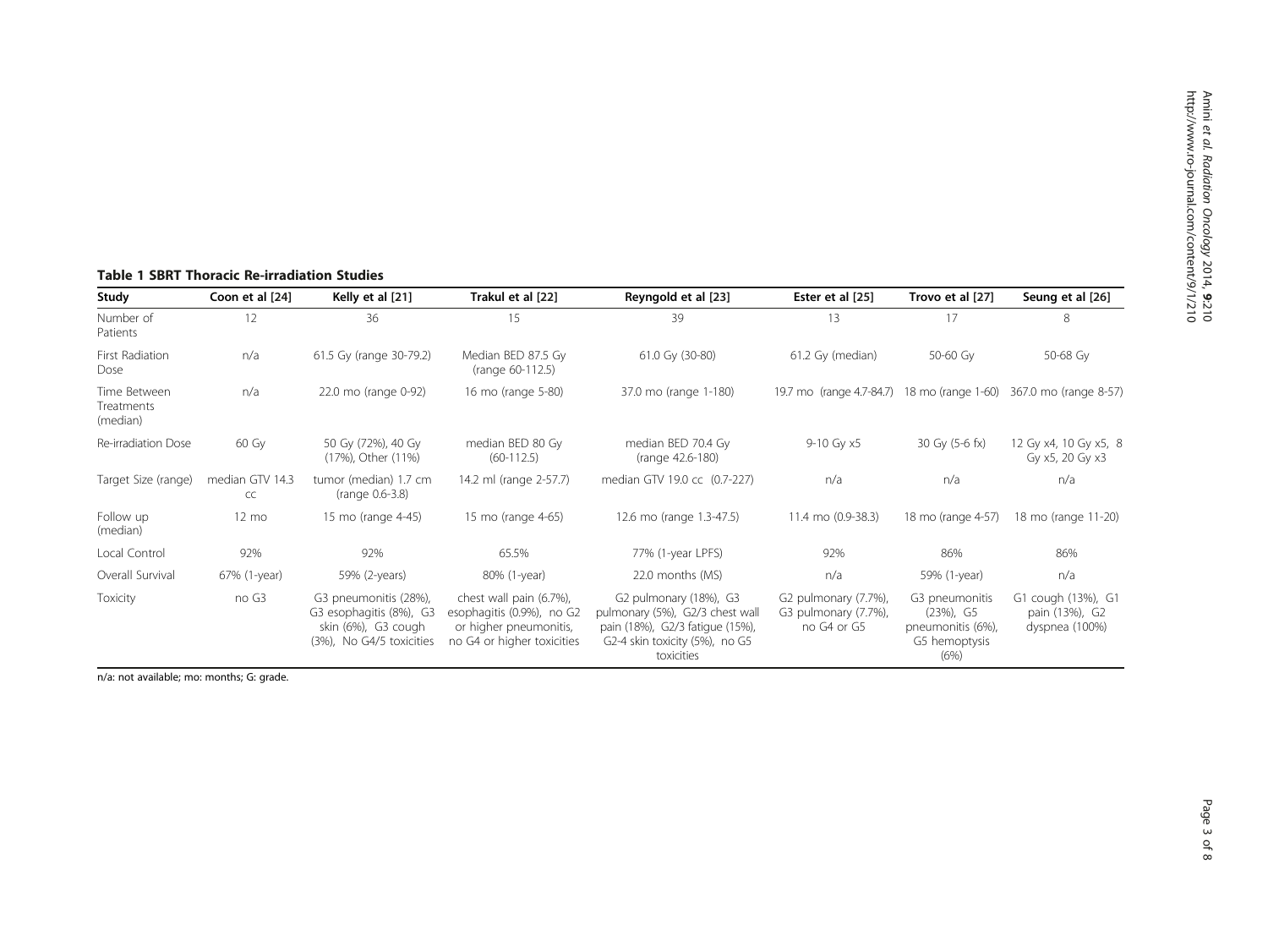**Table 1 SBRT Thoracic Re-irradiation Studies**

| Study | Coon et al [24] | Kelly et al [21] | Trakul et al [22] | Reyngold et al [23] | Ester et al [25] | Trovo et al [27] | Seung et al [26] |
|---|---|---|---|---|---|---|---|
| Number of Patients | 12 | 36 | 15 | 39 | 13 | 17 | 8 |
| First Radiation Dose | n/a | 61.5 Gy (range 30-79.2) | Median BED 87.5 Gy (range 60-112.5) | 61.0 Gy (30-80) | 61.2 Gy (median) | 50-60 Gy | 50-68 Gy |
| Time Between Treatments (median) | n/a | 22.0 mo (range 0-92) | 16 mo (range 5-80) | 37.0 mo (range 1-180) | 19.7 mo (range 4.7-84.7) | 18 mo (range 1-60) | 367.0 mo (range 8-57) |
| Re-irradiation Dose | 60 Gy | 50 Gy (72%), 40 Gy (17%), Other (11%) | median BED 80 Gy (60-112.5) | median BED 70.4 Gy (range 42.6-180) | 9-10 Gy x5 | 30 Gy (5-6 fx) | 12 Gy x4, 10 Gy x5, 8 Gy x5, 20 Gy x3 |
| Target Size (range) | median GTV 14.3 cc | tumor (median) 1.7 cm (range 0.6-3.8) | 14.2 ml (range 2-57.7) | median GTV 19.0 cc (0.7-227) | n/a | n/a | n/a |
| Follow up (median) | 12 mo | 15 mo (range 4-45) | 15 mo (range 4-65) | 12.6 mo (range 1.3-47.5) | 11.4 mo (0.9-38.3) | 18 mo (range 4-57) | 18 mo (range 11-20) |
| Local Control | 92% | 92% | 65.5% | 77% (1-year LPFS) | 92% | 86% | 86% |
| Overall Survival | 67% (1-year) | 59% (2-years) | 80% (1-year) | 22.0 months (MS) | n/a | 59% (1-year) | n/a |
| Toxicity | no G3 | G3 pneumonitis (28%), G3 esophagitis (8%), G3 skin (6%), G3 cough (3%), No G4/5 toxicities | chest wall pain (6.7%), esophagitis (0.9%), no G2 or higher pneumonitis, no G4 or higher toxicities | G2 pulmonary (18%), G3 pulmonary (5%), G2/3 chest wall pain (18%), G2/3 fatigue (15%), G2-4 skin toxicity (5%), no G5 toxicities | G2 pulmonary (7.7%), G3 pulmonary (7.7%), no G4 or G5 | G3 pneumonitis (23%), G5 pneumonitis (6%), G5 hemoptysis (6%) | G1 cough (13%), G1 pain (13%), G2 dyspnea (100%) |

n/a: not available; mo: months; G: grade.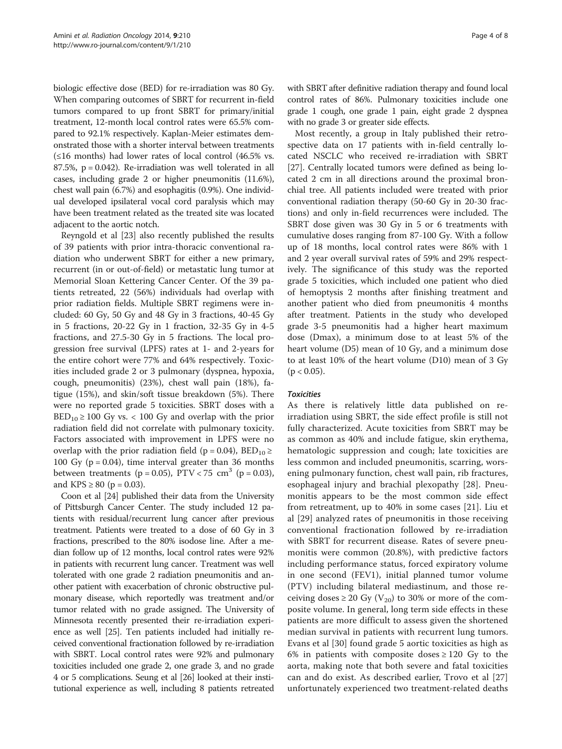biologic effective dose (BED) for re-irradiation was 80 Gy. When comparing outcomes of SBRT for recurrent in-field tumors compared to up front SBRT for primary/initial treatment, 12-month local control rates were 65.5% compared to 92.1% respectively. Kaplan-Meier estimates demonstrated those with a shorter interval between treatments (≤16 months) had lower rates of local control (46.5% vs. 87.5%, $p = 0.042$). Re-irradiation was well tolerated in all cases, including grade 2 or higher pneumonitis (11.6%), chest wall pain (6.7%) and esophagitis (0.9%). One individual developed ipsilateral vocal cord paralysis which may have been treatment related as the treated site was located adjacent to the aortic notch.

Reyngold et al [23] also recently published the results of 39 patients with prior intra-thoracic conventional radiation who underwent SBRT for either a new primary, recurrent (in or out-of-field) or metastatic lung tumor at Memorial Sloan Kettering Cancer Center. Of the 39 patients retreated, 22 (56%) individuals had overlap with prior radiation fields. Multiple SBRT regimens were included: 60 Gy, 50 Gy and 48 Gy in 3 fractions, 40-45 Gy in 5 fractions, 20-22 Gy in 1 fraction, 32-35 Gy in 4-5 fractions, and 27.5-30 Gy in 5 fractions. The local progression free survival (LPFS) rates at 1- and 2-years for the entire cohort were 77% and 64% respectively. Toxicities included grade 2 or 3 pulmonary (dyspnea, hypoxia, cough, pneumonitis) (23%), chest wall pain (18%), fatigue (15%), and skin/soft tissue breakdown (5%). There were no reported grade 5 toxicities. SBRT doses with a $BED_{10} \geq 100$ Gy vs. < 100 Gy and overlap with the prior radiation field did not correlate with pulmonary toxicity. Factors associated with improvement in LPFS were no overlap with the prior radiation field ($p = 0.04$), $BED_{10} \geq 100$ Gy ($p = 0.04$), time interval greater than 36 months between treatments ($p = 0.05$), PTV < 75 $cm^3$ ($p = 0.03$), and KPS ≥ 80 ($p = 0.03$).

Coon et al [24] published their data from the University of Pittsburgh Cancer Center. The study included 12 patients with residual/recurrent lung cancer after previous treatment. Patients were treated to a dose of 60 Gy in 3 fractions, prescribed to the 80% isodose line. After a median follow up of 12 months, local control rates were 92% in patients with recurrent lung cancer. Treatment was well tolerated with one grade 2 radiation pneumonitis and another patient with exacerbation of chronic obstructive pulmonary disease, which reportedly was treatment and/or tumor related with no grade assigned. The University of Minnesota recently presented their re-irradiation experience as well [25]. Ten patients included had initially received conventional fractionation followed by re-irradiation with SBRT. Local control rates were 92% and pulmonary toxicities included one grade 2, one grade 3, and no grade 4 or 5 complications. Seung et al [26] looked at their institutional experience as well, including 8 patients retreated with SBRT after definitive radiation therapy and found local control rates of 86%. Pulmonary toxicities include one grade 1 cough, one grade 1 pain, eight grade 2 dyspnea with no grade 3 or greater side effects.

Most recently, a group in Italy published their retrospective data on 17 patients with in-field centrally located NSCLC who received re-irradiation with SBRT [27]. Centrally located tumors were defined as being located 2 cm in all directions around the proximal bronchial tree. All patients included were treated with prior conventional radiation therapy (50-60 Gy in 20-30 fractions) and only in-field recurrences were included. The SBRT dose given was 30 Gy in 5 or 6 treatments with cumulative doses ranging from 87-100 Gy. With a follow up of 18 months, local control rates were 86% with 1 and 2 year overall survival rates of 59% and 29% respectively. The significance of this study was the reported grade 5 toxicities, which included one patient who died of hemoptysis 2 months after finishing treatment and another patient who died from pneumonitis 4 months after treatment. Patients in the study who developed grade 3-5 pneumonitis had a higher heart maximum dose (Dmax), a minimum dose to at least 5% of the heart volume (D5) mean of 10 Gy, and a minimum dose to at least 10% of the heart volume (D10) mean of 3 Gy ($p < 0.05$).

### *Toxicities*

As there is relatively little data published on re-irradiation using SBRT, the side effect profile is still not fully characterized. Acute toxicities from SBRT may be as common as 40% and include fatigue, skin erythema, hematologic suppression and cough; late toxicities are less common and included pneumonitis, scarring, worsening pulmonary function, chest wall pain, rib fractures, esophageal injury and brachial plexopathy [28]. Pneumonitis appears to be the most common side effect from retreatment, up to 40% in some cases [21]. Liu et al [29] analyzed rates of pneumonitis in those receiving conventional fractionation followed by re-irradiation with SBRT for recurrent disease. Rates of severe pneumonitis were common (20.8%), with predictive factors including performance status, forced expiratory volume in one second (FEV1), initial planned tumor volume (PTV) including bilateral mediastinum, and those receiving doses ≥ 20 Gy ($V_{20}$) to 30% or more of the composite volume. In general, long term side effects in these patients are more difficult to assess given the shortened median survival in patients with recurrent lung tumors. Evans et al [30] found grade 5 aortic toxicities as high as 6% in patients with composite doses ≥ 120 Gy to the aorta, making note that both severe and fatal toxicities can and do exist. As described earlier, Trovo et al [27] unfortunately experienced two treatment-related deaths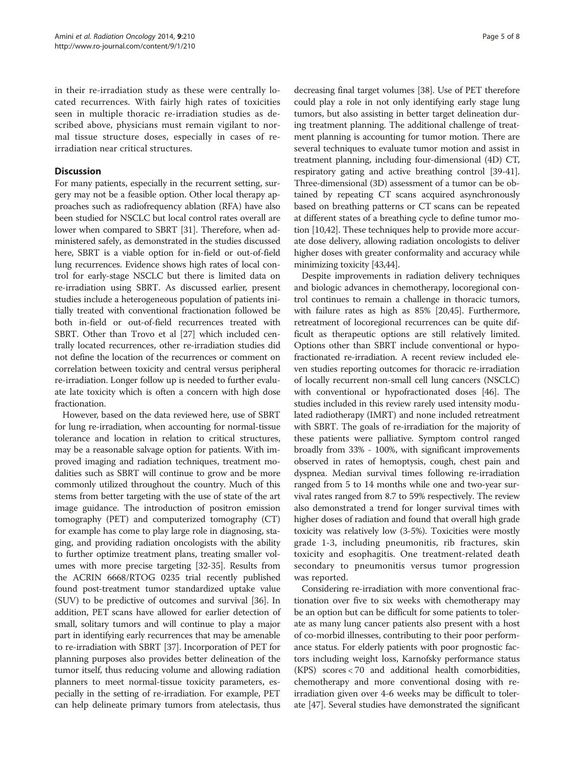in their re-irradiation study as these were centrally located recurrences. With fairly high rates of toxicities seen in multiple thoracic re-irradiation studies as described above, physicians must remain vigilant to normal tissue structure doses, especially in cases of re-irradiation near critical structures.

## Discussion

For many patients, especially in the recurrent setting, surgery may not be a feasible option. Other local therapy approaches such as radiofrequency ablation (RFA) have also been studied for NSCLC but local control rates overall are lower when compared to SBRT [31]. Therefore, when administered safely, as demonstrated in the studies discussed here, SBRT is a viable option for in-field or out-of-field lung recurrences. Evidence shows high rates of local control for early-stage NSCLC but there is limited data on re-irradiation using SBRT. As discussed earlier, present studies include a heterogeneous population of patients initially treated with conventional fractionation followed be both in-field or out-of-field recurrences treated with SBRT. Other than Trovo et al [27] which included centrally located recurrences, other re-irradiation studies did not define the location of the recurrences or comment on correlation between toxicity and central versus peripheral re-irradiation. Longer follow up is needed to further evaluate late toxicity which is often a concern with high dose fractionation.

However, based on the data reviewed here, use of SBRT for lung re-irradiation, when accounting for normal-tissue tolerance and location in relation to critical structures, may be a reasonable salvage option for patients. With improved imaging and radiation techniques, treatment modalities such as SBRT will continue to grow and be more commonly utilized throughout the country. Much of this stems from better targeting with the use of state of the art image guidance. The introduction of positron emission tomography (PET) and computerized tomography (CT) for example has come to play large role in diagnosing, staging, and providing radiation oncologists with the ability to further optimize treatment plans, treating smaller volumes with more precise targeting [32-35]. Results from the ACRIN 6668/RTOG 0235 trial recently published found post-treatment tumor standardized uptake value (SUV) to be predictive of outcomes and survival [36]. In addition, PET scans have allowed for earlier detection of small, solitary tumors and will continue to play a major part in identifying early recurrences that may be amenable to re-irradiation with SBRT [37]. Incorporation of PET for planning purposes also provides better delineation of the tumor itself, thus reducing volume and allowing radiation planners to meet normal-tissue toxicity parameters, especially in the setting of re-irradiation. For example, PET can help delineate primary tumors from atelectasis, thus decreasing final target volumes [38]. Use of PET therefore could play a role in not only identifying early stage lung tumors, but also assisting in better target delineation during treatment planning. The additional challenge of treatment planning is accounting for tumor motion. There are several techniques to evaluate tumor motion and assist in treatment planning, including four-dimensional (4D) CT, respiratory gating and active breathing control [39-41]. Three-dimensional (3D) assessment of a tumor can be obtained by repeating CT scans acquired asynchronously based on breathing patterns or CT scans can be repeated at different states of a breathing cycle to define tumor motion [10,42]. These techniques help to provide more accurate dose delivery, allowing radiation oncologists to deliver higher doses with greater conformality and accuracy while minimizing toxicity [43,44].

Despite improvements in radiation delivery techniques and biologic advances in chemotherapy, locoregional control continues to remain a challenge in thoracic tumors, with failure rates as high as 85% [20,45]. Furthermore, retreatment of locoregional recurrences can be quite difficult as therapeutic options are still relatively limited. Options other than SBRT include conventional or hypofractionated re-irradiation. A recent review included eleven studies reporting outcomes for thoracic re-irradiation of locally recurrent non-small cell lung cancers (NSCLC) with conventional or hypofractionated doses [46]. The studies included in this review rarely used intensity modulated radiotherapy (IMRT) and none included retreatment with SBRT. The goals of re-irradiation for the majority of these patients were palliative. Symptom control ranged broadly from 33% - 100%, with significant improvements observed in rates of hemoptysis, cough, chest pain and dyspnea. Median survival times following re-irradiation ranged from 5 to 14 months while one and two-year survival rates ranged from 8.7 to 59% respectively. The review also demonstrated a trend for longer survival times with higher doses of radiation and found that overall high grade toxicity was relatively low (3-5%). Toxicities were mostly grade 1-3, including pneumonitis, rib fractures, skin toxicity and esophagitis. One treatment-related death secondary to pneumonitis versus tumor progression was reported.

Considering re-irradiation with more conventional fractionation over five to six weeks with chemotherapy may be an option but can be difficult for some patients to tolerate as many lung cancer patients also present with a host of co-morbid illnesses, contributing to their poor performance status. For elderly patients with poor prognostic factors including weight loss, Karnofsky performance status (KPS) scores < 70 and additional health comorbidities, chemotherapy and more conventional dosing with re-irradiation given over 4-6 weeks may be difficult to tolerate [47]. Several studies have demonstrated the significant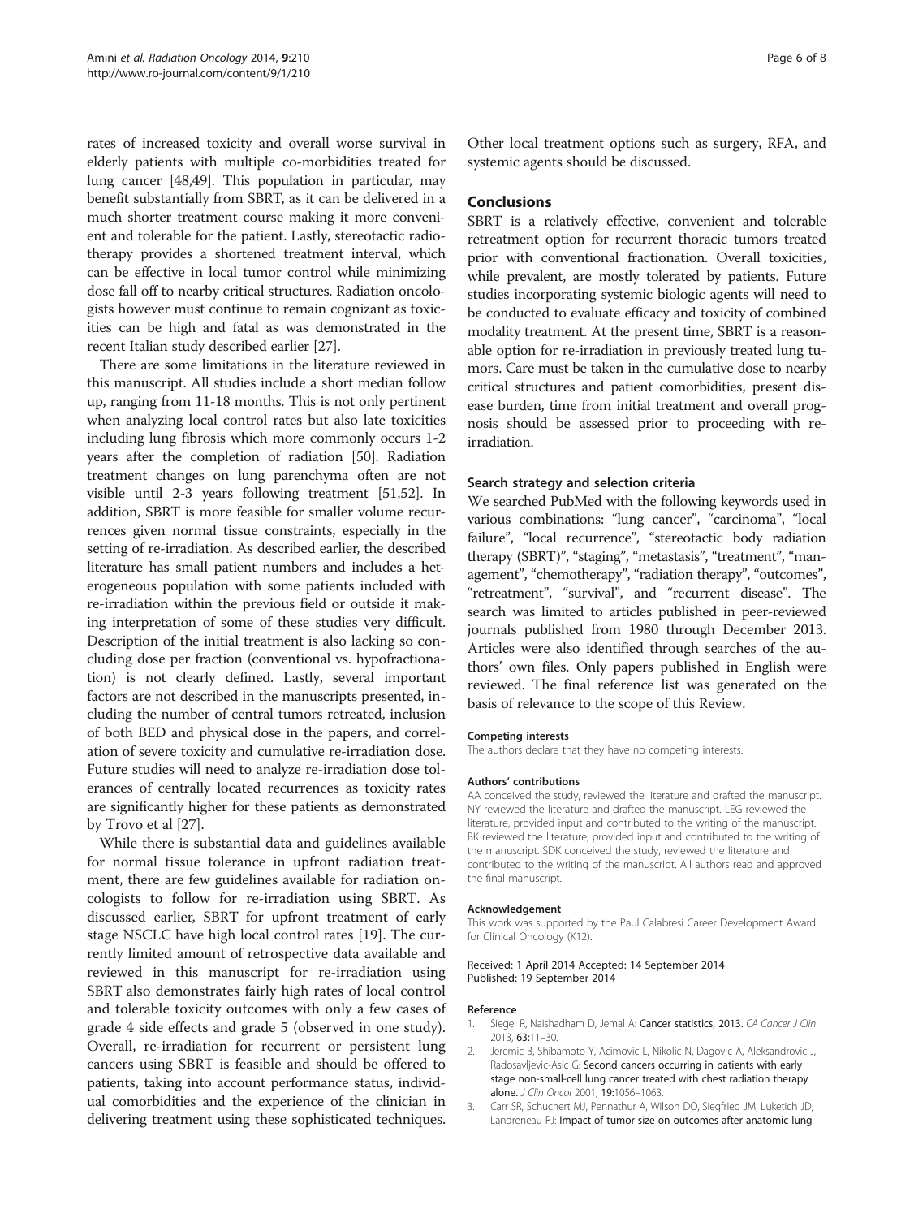rates of increased toxicity and overall worse survival in elderly patients with multiple co-morbidities treated for lung cancer [48,49]. This population in particular, may benefit substantially from SBRT, as it can be delivered in a much shorter treatment course making it more convenient and tolerable for the patient. Lastly, stereotactic radiotherapy provides a shortened treatment interval, which can be effective in local tumor control while minimizing dose fall off to nearby critical structures. Radiation oncologists however must continue to remain cognizant as toxicities can be high and fatal as was demonstrated in the recent Italian study described earlier [27].

There are some limitations in the literature reviewed in this manuscript. All studies include a short median follow up, ranging from 11-18 months. This is not only pertinent when analyzing local control rates but also late toxicities including lung fibrosis which more commonly occurs 1-2 years after the completion of radiation [50]. Radiation treatment changes on lung parenchyma often are not visible until 2-3 years following treatment [51,52]. In addition, SBRT is more feasible for smaller volume recurrences given normal tissue constraints, especially in the setting of re-irradiation. As described earlier, the described literature has small patient numbers and includes a heterogeneous population with some patients included with re-irradiation within the previous field or outside it making interpretation of some of these studies very difficult. Description of the initial treatment is also lacking so concluding dose per fraction (conventional vs. hypofractionation) is not clearly defined. Lastly, several important factors are not described in the manuscripts presented, including the number of central tumors retreated, inclusion of both BED and physical dose in the papers, and correlation of severe toxicity and cumulative re-irradiation dose. Future studies will need to analyze re-irradiation dose tolerances of centrally located recurrences as toxicity rates are significantly higher for these patients as demonstrated by Trovo et al [27].

While there is substantial data and guidelines available for normal tissue tolerance in upfront radiation treatment, there are few guidelines available for radiation oncologists to follow for re-irradiation using SBRT. As discussed earlier, SBRT for upfront treatment of early stage NSCLC have high local control rates [19]. The currently limited amount of retrospective data available and reviewed in this manuscript for re-irradiation using SBRT also demonstrates fairly high rates of local control and tolerable toxicity outcomes with only a few cases of grade 4 side effects and grade 5 (observed in one study). Overall, re-irradiation for recurrent or persistent lung cancers using SBRT is feasible and should be offered to patients, taking into account performance status, individual comorbidities and the experience of the clinician in delivering treatment using these sophisticated techniques. Other local treatment options such as surgery, RFA, and systemic agents should be discussed.

## Conclusions

SBRT is a relatively effective, convenient and tolerable retreatment option for recurrent thoracic tumors treated prior with conventional fractionation. Overall toxicities, while prevalent, are mostly tolerated by patients. Future studies incorporating systemic biologic agents will need to be conducted to evaluate efficacy and toxicity of combined modality treatment. At the present time, SBRT is a reasonable option for re-irradiation in previously treated lung tumors. Care must be taken in the cumulative dose to nearby critical structures and patient comorbidities, present disease burden, time from initial treatment and overall prognosis should be assessed prior to proceeding with re-irradiation.

### Search strategy and selection criteria

We searched PubMed with the following keywords used in various combinations: "lung cancer", "carcinoma", "local failure", "local recurrence", "stereotactic body radiation therapy (SBRT)", "staging", "metastasis", "treatment", "management", "chemotherapy", "radiation therapy", "outcomes", "retreatment", "survival", and "recurrent disease". The search was limited to articles published in peer-reviewed journals published from 1980 through December 2013. Articles were also identified through searches of the authors' own files. Only papers published in English were reviewed. The final reference list was generated on the basis of relevance to the scope of this Review.

#### Competing interests

The authors declare that they have no competing interests.

#### Authors' contributions

AA conceived the study, reviewed the literature and drafted the manuscript. NY reviewed the literature and drafted the manuscript. LEG reviewed the literature, provided input and contributed to the writing of the manuscript. BK reviewed the literature, provided input and contributed to the writing of the manuscript. SDK conceived the study, reviewed the literature and contributed to the writing of the manuscript. All authors read and approved the final manuscript.

#### Acknowledgement

This work was supported by the Paul Calabresi Career Development Award for Clinical Oncology (K12).

Received: 1 April 2014 Accepted: 14 September 2014
Published: 19 September 2014

#### Reference

1. Siegel R, Naishadham D, Jemal A: **Cancer statistics, 2013.** *CA Cancer J Clin* 2013, **63:**11–30.
2. Jeremic B, Shibamoto Y, Acimovic L, Nikolic N, Dagovic A, Aleksandrovic J, Radosavljevic-Asic G: **Second cancers occurring in patients with early stage non-small-cell lung cancer treated with chest radiation therapy alone.** *J Clin Oncol* 2001, **19:**1056–1063.
3. Carr SR, Schuchert MJ, Pennathur A, Wilson DO, Siegfried JM, Luketich JD, Landreneau RJ: **Impact of tumor size on outcomes after anatomic lung**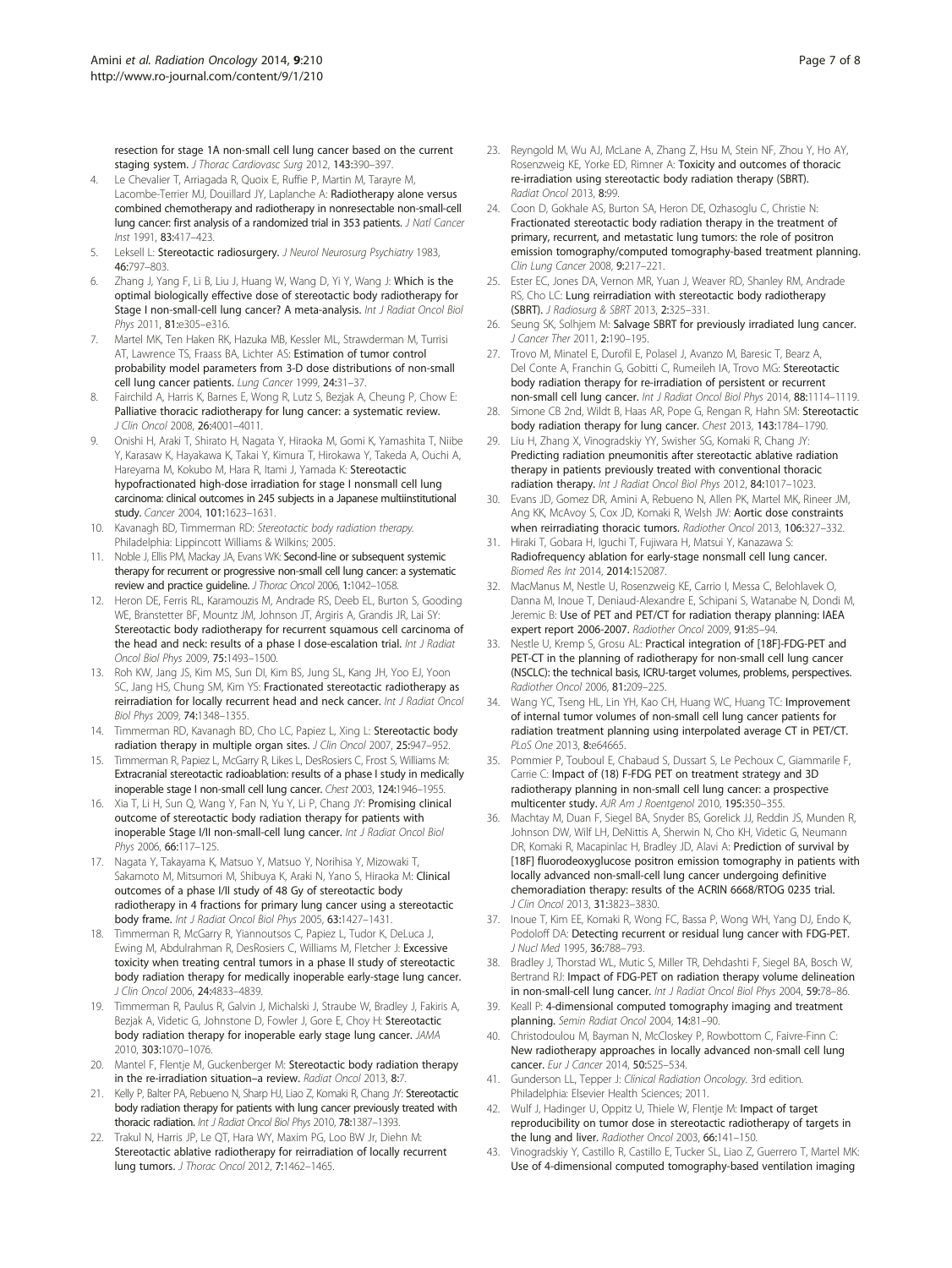resection for stage 1A non-small cell lung cancer based on the current staging system. *J Thorac Cardiovasc Surg* 2012, **143:**390–397.

4. Le Chevalier T, Arriagada R, Quoix E, Ruffie P, Martin M, Tarayre M, Lacombe-Terrier MJ, Douillard JY, Laplanche A: **Radiotherapy alone versus combined chemotherapy and radiotherapy in nonresectable non-small-cell lung cancer: first analysis of a randomized trial in 353 patients.** *J Natl Cancer Inst* 1991, **83:**417–423.
5. Leksell L: **Stereotactic radiosurgery.** *J Neurol Neurosurg Psychiatry* 1983, **46:**797–803.
6. Zhang J, Yang F, Li B, Liu J, Huang W, Wang D, Yi Y, Wang J: **Which is the optimal biologically effective dose of stereotactic body radiotherapy for Stage I non-small-cell lung cancer? A meta-analysis.** *Int J Radiat Oncol Biol Phys* 2011, **81:**e305–e316.
7. Martel MK, Ten Haken RK, Hazuka MB, Kessler ML, Strawderman M, Turrisi AT, Lawrence TS, Fraass BA, Lichter AS: **Estimation of tumor control probability model parameters from 3-D dose distributions of non-small cell lung cancer patients.** *Lung Cancer* 1999, **24:**31–37.
8. Fairchild A, Harris K, Barnes E, Wong R, Lutz S, Bezjak A, Cheung P, Chow E: **Palliative thoracic radiotherapy for lung cancer: a systematic review.** *J Clin Oncol* 2008, **26:**4001–4011.
9. Onishi H, Araki T, Shirato H, Nagata Y, Hiraoka M, Gomi K, Yamashita T, Niibe Y, Karasaw K, Hayakawa K, Takai Y, Kimura T, Hirokawa Y, Takeda A, Ouchi A, Hareyama M, Kokubo M, Hara R, Itami J, Yamada K: **Stereotactic hypofractionated high-dose irradiation for stage I nonsmall cell lung carcinoma: clinical outcomes in 245 subjects in a Japanese multiinstitutional study.** *Cancer* 2004, **101:**1623–1631.
10. Kavanagh BD, Timmerman RD: *Stereotactic body radiation therapy.* Philadelphia: Lippincott Williams & Wilkins; 2005.
11. Noble J, Ellis PM, Mackay JA, Evans WK: **Second-line or subsequent systemic therapy for recurrent or progressive non-small cell lung cancer: a systematic review and practice guideline.** *J Thorac Oncol* 2006, **1:**1042–1058.
12. Heron DE, Ferris RL, Karamouzis M, Andrade RS, Deeb EL, Burton S, Gooding WE, Branstetter BF, Mountz JM, Johnson JT, Argiris A, Grandis JR, Lai SY: **Stereotactic body radiotherapy for recurrent squamous cell carcinoma of the head and neck: results of a phase I dose-escalation trial.** *Int J Radiat Oncol Biol Phys* 2009, **75:**1493–1500.
13. Roh KW, Jang JS, Kim MS, Sun DI, Kim BS, Jung SL, Kang JH, Yoo EJ, Yoon SC, Jang HS, Chung SM, Kim YS: **Fractionated stereotactic radiotherapy as reirradiation for locally recurrent head and neck cancer.** *Int J Radiat Oncol Biol Phys* 2009, **74:**1348–1355.
14. Timmerman RD, Kavanagh BD, Cho LC, Papiez L, Xing L: **Stereotactic body radiation therapy in multiple organ sites.** *J Clin Oncol* 2007, **25:**947–952.
15. Timmerman R, Papiez L, McGarry R, Likes L, DesRosiers C, Frost S, Williams M: **Extracranial stereotactic radioablation: results of a phase I study in medically inoperable stage I non-small cell lung cancer.** *Chest* 2003, **124:**1946–1955.
16. Xia T, Li H, Sun Q, Wang Y, Fan N, Yu Y, Li P, Chang JY: **Promising clinical outcome of stereotactic body radiation therapy for patients with inoperable Stage I/II non-small-cell lung cancer.** *Int J Radiat Oncol Biol Phys* 2006, **66:**117–125.
17. Nagata Y, Takayama K, Matsuo Y, Matsuo Y, Norihisa Y, Mizowaki T, Sakamoto M, Mitsumori M, Shibuya K, Araki N, Yano S, Hiraoka M: **Clinical outcomes of a phase I/II study of 48 Gy of stereotactic body radiotherapy in 4 fractions for primary lung cancer using a stereotactic body frame.** *Int J Radiat Oncol Biol Phys* 2005, **63:**1427–1431.
18. Timmerman R, McGarry R, Yiannoutsos C, Papiez L, Tudor K, DeLuca J, Ewing M, Abdulrahman R, DesRosiers C, Williams M, Fletcher J: **Excessive toxicity when treating central tumors in a phase II study of stereotactic body radiation therapy for medically inoperable early-stage lung cancer.** *J Clin Oncol* 2006, **24:**4833–4839.
19. Timmerman R, Paulus R, Galvin J, Michalski J, Straube W, Bradley J, Fakiris A, Bezjak A, Videtic G, Johnstone D, Fowler J, Gore E, Choy H: **Stereotactic body radiation therapy for inoperable early stage lung cancer.** *JAMA* 2010, **303:**1070–1076.
20. Mantel F, Flentje M, Guckenberger M: **Stereotactic body radiation therapy in the re-irradiation situation–a review.** *Radiat Oncol* 2013, **8:**7.
21. Kelly P, Balter PA, Rebueno N, Sharp HJ, Liao Z, Komaki R, Chang JY: **Stereotactic body radiation therapy for patients with lung cancer previously treated with thoracic radiation.** *Int J Radiat Oncol Biol Phys* 2010, **78:**1387–1393.
22. Trakul N, Harris JP, Le QT, Hara WY, Maxim PG, Loo BW Jr, Diehn M: **Stereotactic ablative radiotherapy for reirradiation of locally recurrent lung tumors.** *J Thorac Oncol* 2012, **7:**1462–1465.
23. Reyngold M, Wu AJ, McLane A, Zhang Z, Hsu M, Stein NF, Zhou Y, Ho AY, Rosenzweig KE, Yorke ED, Rimner A: **Toxicity and outcomes of thoracic re-irradiation using stereotactic body radiation therapy (SBRT).** *Radiat Oncol* 2013, **8:**99.
24. Coon D, Gokhale AS, Burton SA, Heron DE, Ozhasoglu C, Christie N: **Fractionated stereotactic body radiation therapy in the treatment of primary, recurrent, and metastatic lung tumors: the role of positron emission tomography/computed tomography-based treatment planning.** *Clin Lung Cancer* 2008, **9:**217–221.
25. Ester EC, Jones DA, Vernon MR, Yuan J, Weaver RD, Shanley RM, Andrade RS, Cho LC: **Lung reirradiation with stereotactic body radiotherapy (SBRT).** *J Radiosurg & SBRT* 2013, **2:**325–331.
26. Seung SK, Solhjem M: **Salvage SBRT for previously irradiated lung cancer.** *J Cancer Ther* 2011, **2:**190–195.
27. Trovo M, Minatel E, Durofil E, Polesel J, Avanzo M, Baresic T, Bearz A, Del Conte A, Franchin G, Gobitti C, Rumeileh IA, Trovo MG: **Stereotactic body radiation therapy for re-irradiation of persistent or recurrent non-small cell lung cancer.** *Int J Radiat Oncol Biol Phys* 2014, **88:**1114–1119.
28. Simone CB 2nd, Wildt B, Haas AR, Pope G, Rengan R, Hahn SM: **Stereotactic body radiation therapy for lung cancer.** *Chest* 2013, **143:**1784–1790.
29. Liu H, Zhang X, Vinogradskiy YY, Swisher SG, Komaki R, Chang JY: **Predicting radiation pneumonitis after stereotactic ablative radiation therapy in patients previously treated with conventional thoracic radiation therapy.** *Int J Radiat Oncol Biol Phys* 2012, **84:**1017–1023.
30. Evans JD, Gomez DR, Amini A, Rebueno N, Allen PK, Martel MK, Rineer JM, Ang KK, McAvoy S, Cox JD, Komaki R, Welsh JW: **Aortic dose constraints when reirradiating thoracic tumors.** *Radiother Oncol* 2013, **106:**327–332.
31. Hiraki T, Gobara H, Iguchi T, Fujiwara H, Matsui Y, Kanazawa S: **Radiofrequency ablation for early-stage nonsmall cell lung cancer.** *Biomed Res Int* 2014, **2014:**152087.
32. MacManus M, Nestle U, Rosenzweig KE, Carrio I, Messa C, Belohlavek O, Danna M, Inoue T, Deniaud-Alexandre E, Schipani S, Watanabe N, Dondi M, Jeremic B: **Use of PET and PET/CT for radiation therapy planning: IAEA expert report 2006-2007.** *Radiother Oncol* 2009, **91:**85–94.
33. Nestle U, Kremp S, Grosu AL: **Practical integration of [18F]-FDG-PET and PET-CT in the planning of radiotherapy for non-small cell lung cancer (NSCLC): the technical basis, ICRU-target volumes, problems, perspectives.** *Radiother Oncol* 2006, **81:**209–225.
34. Wang YC, Tseng HL, Lin YH, Kao CH, Huang WC, Huang TC: **Improvement of internal tumor volumes of non-small cell lung cancer patients for radiation treatment planning using interpolated average CT in PET/CT.** *PLoS One* 2013, **8:**e64665.
35. Pommier P, Touboul E, Chabaud S, Dussart S, Le Pechoux C, Giammarile F, Carrie C: **Impact of (18) F-FDG PET on treatment strategy and 3D radiotherapy planning in non-small cell lung cancer: a prospective multicenter study.** *AJR Am J Roentgenol* 2010, **195:**350–355.
36. Machtay M, Duan F, Siegel BA, Snyder BS, Gorelick JJ, Reddin JS, Munden R, Johnson DW, Wilf LH, DeNittis A, Sherwin N, Cho KH, Kim SK, Videtic G, Neumann DR, Komaki R, Macapinlac H, Bradley JD, Alavi A: **Prediction of survival by [18F] fluorodeoxyglucose positron emission tomography in patients with locally advanced non-small-cell lung cancer undergoing definitive chemoradiation therapy: results of the ACRIN 6668/RTOG 0235 trial.** *J Clin Oncol* 2013, **31:**3823–3830.
37. Inoue T, Kim EE, Komaki R, Wong FC, Bassa P, Wong WH, Yang DJ, Endo K, Podoloff DA: **Detecting recurrent or residual lung cancer with FDG-PET.** *J Nucl Med* 1995, **36:**788–793.
38. Bradley J, Thorstad WL, Mutic S, Miller TR, Dehdashti F, Siegel BA, Bosch W, Bertrand RJ: **Impact of FDG-PET on radiation therapy volume delineation in non-small-cell lung cancer.** *Int J Radiat Oncol Biol Phys* 2004, **59:**78–86.
39. Keall P: **4-dimensional computed tomography imaging and treatment planning.** *Semin Radiat Oncol* 2004, **14:**81–90.
40. Christodoulou M, Bayman N, McCloskey P, Rowbottom C, Faivre-Finn C: **New radiotherapy approaches in locally advanced non-small cell lung cancer.** *Eur J Cancer* 2014, **50:**525–534.
41. Gunderson LL, Tepper J: *Clinical Radiation Oncology.* 3rd edition. Philadelphia: Elsevier Health Sciences; 2011.
42. Wulf J, Hadinger U, Oppitz U, Thiele W, Flentje M: **Impact of target reproducibility on tumor dose in stereotactic radiotherapy of targets in the lung and liver.** *Radiother Oncol* 2003, **66:**141–150.
43. Vinogradskiy Y, Castillo R, Castillo E, Tucker SL, Liao Z, Guerrero T, Martel MK: **Use of 4-dimensional computed tomography-based ventilation imaging**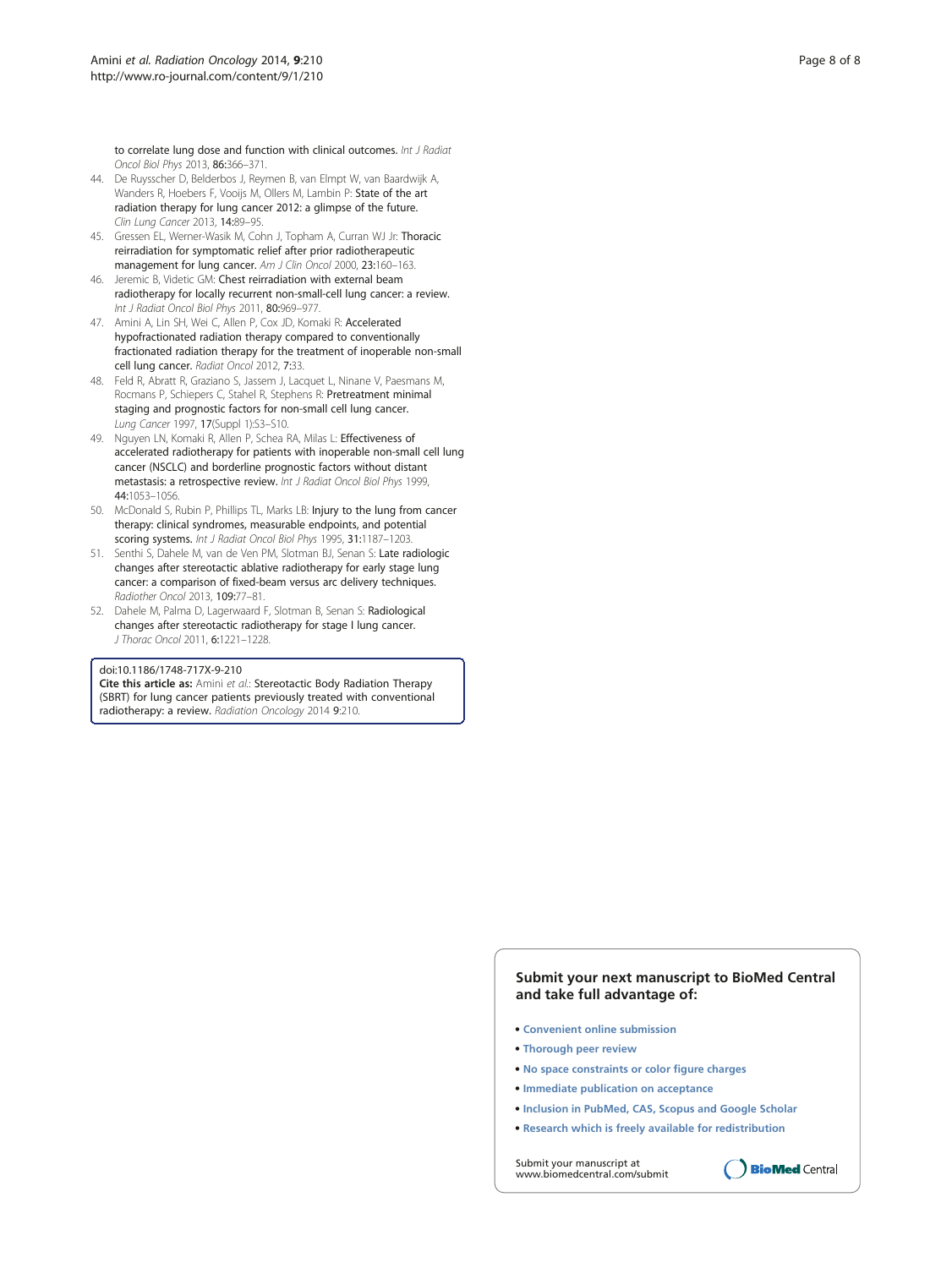to correlate lung dose and function with clinical outcomes. *Int J Radiat Oncol Biol Phys* 2013, **86:**366–371.

44. De Ruysscher D, Belderbos J, Reymen B, van Elmpt W, van Baardwijk A, Wanders R, Hoebers F, Vooijs M, Ollers M, Lambin P: State of the art radiation therapy for lung cancer 2012: a glimpse of the future. *Clin Lung Cancer* 2013, **14:**89–95.
45. Gressen EL, Werner-Wasik M, Cohn J, Topham A, Curran WJ Jr: Thoracic reirradiation for symptomatic relief after prior radiotherapeutic management for lung cancer. *Am J Clin Oncol* 2000, **23:**160–163.
46. Jeremic B, Videtic GM: Chest reirradiation with external beam radiotherapy for locally recurrent non-small-cell lung cancer: a review. *Int J Radiat Oncol Biol Phys* 2011, **80:**969–977.
47. Amini A, Lin SH, Wei C, Allen P, Cox JD, Komaki R: Accelerated hypofractionated radiation therapy compared to conventionally fractionated radiation therapy for the treatment of inoperable non-small cell lung cancer. *Radiat Oncol* 2012, **7:**33.
48. Feld R, Abratt R, Graziano S, Jassem J, Lacquet L, Ninane V, Paesmans M, Rocmans P, Schiepers C, Stahel R, Stephens R: Pretreatment minimal staging and prognostic factors for non-small cell lung cancer. *Lung Cancer* 1997, **17**(Suppl 1):S3–S10.
49. Nguyen LN, Komaki R, Allen P, Schea RA, Milas L: Effectiveness of accelerated radiotherapy for patients with inoperable non-small cell lung cancer (NSCLC) and borderline prognostic factors without distant metastasis: a retrospective review. *Int J Radiat Oncol Biol Phys* 1999, **44:**1053–1056.
50. McDonald S, Rubin P, Phillips TL, Marks LB: Injury to the lung from cancer therapy: clinical syndromes, measurable endpoints, and potential scoring systems. *Int J Radiat Oncol Biol Phys* 1995, **31:**1187–1203.
51. Senthi S, Dahele M, van de Ven PM, Slotman BJ, Senan S: Late radiologic changes after stereotactic ablative radiotherapy for early stage lung cancer: a comparison of fixed-beam versus arc delivery techniques. *Radiother Oncol* 2013, **109:**77–81.
52. Dahele M, Palma D, Lagerwaard F, Slotman B, Senan S: Radiological changes after stereotactic radiotherapy for stage I lung cancer. *J Thorac Oncol* 2011, **6:**1221–1228.

doi:10.1186/1748-717X-9-210
**Cite this article as:** Amini *et al.*: Stereotactic Body Radiation Therapy (SBRT) for lung cancer patients previously treated with conventional radiotherapy: a review. *Radiation Oncology* 2014 **9**:210.

**Submit your next manuscript to BioMed Central and take full advantage of:**

- **Convenient online submission**
- **Thorough peer review**
- **No space constraints or color figure charges**
- **Immediate publication on acceptance**
- **Inclusion in PubMed, CAS, Scopus and Google Scholar**
- **Research which is freely available for redistribution**

Submit your manuscript at
www.biomedcentral.com/submit

BioMed Central